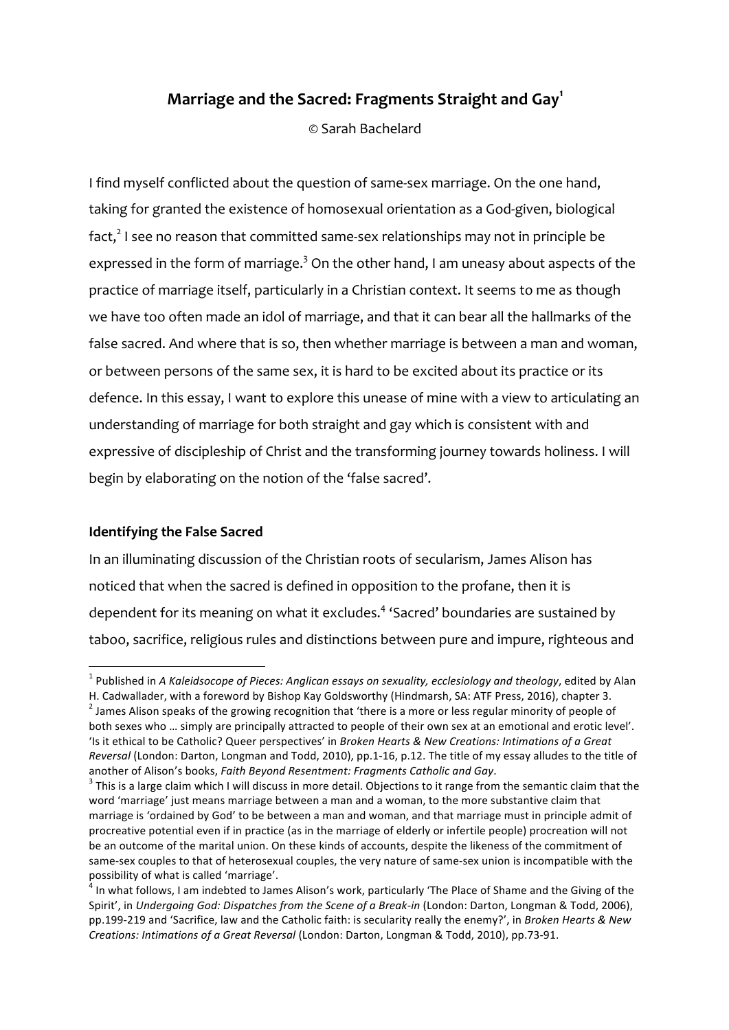# Marriage and the Sacred: Fragments Straight and Gay[1]

© Sarah Bachelard

I find myself conflicted about the question of same-sex marriage. On the one hand, taking for granted the existence of homosexual orientation as a God-given, biological fact,[2] I see no reason that committed same-sex relationships may not in principle be expressed in the form of marriage.[3] On the other hand, I am uneasy about aspects of the practice of marriage itself, particularly in a Christian context. It seems to me as though we have too often made an idol of marriage, and that it can bear all the hallmarks of the false sacred. And where that is so, then whether marriage is between a man and woman, or between persons of the same sex, it is hard to be excited about its practice or its defence. In this essay, I want to explore this unease of mine with a view to articulating an understanding of marriage for both straight and gay which is consistent with and expressive of discipleship of Christ and the transforming journey towards holiness. I will begin by elaborating on the notion of the 'false sacred'.

## Identifying the False Sacred

In an illuminating discussion of the Christian roots of secularism, James Alison has noticed that when the sacred is defined in opposition to the profane, then it is dependent for its meaning on what it excludes.[4] 'Sacred' boundaries are sustained by taboo, sacrifice, religious rules and distinctions between pure and impure, righteous and

---

[1] Published in *A Kaleidscope of Pieces: Anglican essays on sexuality, ecclesiology and theology*, edited by Alan H. Cadwallader, with a foreword by Bishop Kay Goldsworthy (Hindmarsh, SA: ATF Press, 2016), chapter 3.

[2] James Alison speaks of the growing recognition that 'there is a more or less regular minority of people of both sexes who … simply are principally attracted to people of their own sex at an emotional and erotic level'. 'Is it ethical to be Catholic? Queer perspectives' in *Broken Hearts & New Creations: Intimations of a Great Reversal* (London: Darton, Longman and Todd, 2010), pp.1-16, p.12. The title of my essay alludes to the title of another of Alison's books, *Faith Beyond Resentment: Fragments Catholic and Gay*.

[3] This is a large claim which I will discuss in more detail. Objections to it range from the semantic claim that the word 'marriage' just means marriage between a man and a woman, to the more substantive claim that marriage is 'ordained by God' to be between a man and woman, and that marriage must in principle admit of procreative potential even if in practice (as in the marriage of elderly or infertile people) procreation will not be an outcome of the marital union. On these kinds of accounts, despite the likeness of the commitment of same-sex couples to that of heterosexual couples, the very nature of same-sex union is incompatible with the possibility of what is called 'marriage'.

[4] In what follows, I am indebted to James Alison's work, particularly 'The Place of Shame and the Giving of the Spirit', in *Undergoing God: Dispatches from the Scene of a Break-in* (London: Darton, Longman & Todd, 2006), pp.199-219 and 'Sacrifice, law and the Catholic faith: is secularity really the enemy?', in *Broken Hearts & New Creations: Intimations of a Great Reversal* (London: Darton, Longman & Todd, 2010), pp.73-91.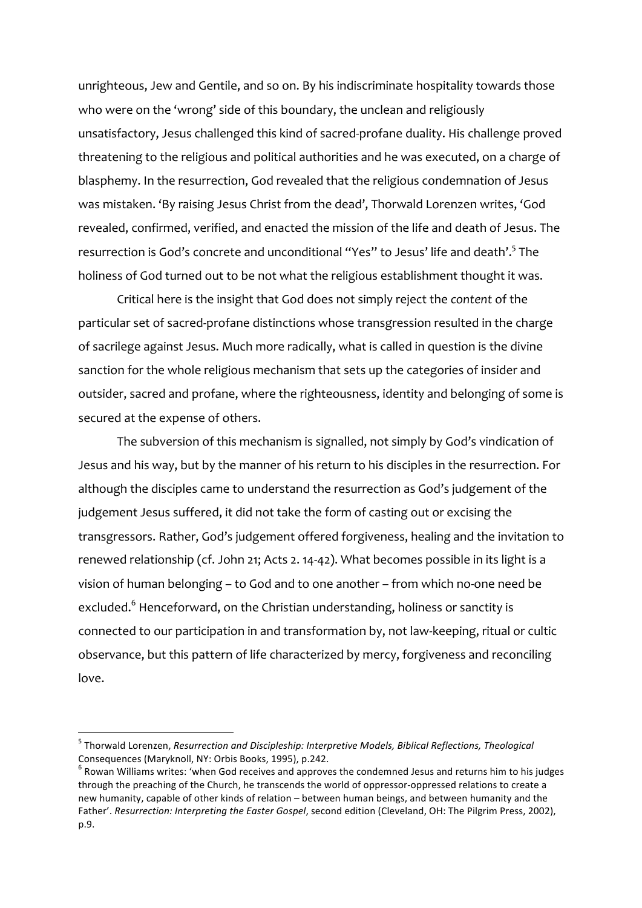unrighteous, Jew and Gentile, and so on. By his indiscriminate hospitality towards those who were on the 'wrong' side of this boundary, the unclean and religiously unsatisfactory, Jesus challenged this kind of sacred-profane duality. His challenge proved threatening to the religious and political authorities and he was executed, on a charge of blasphemy. In the resurrection, God revealed that the religious condemnation of Jesus was mistaken. 'By raising Jesus Christ from the dead', Thorwald Lorenzen writes, 'God revealed, confirmed, verified, and enacted the mission of the life and death of Jesus. The resurrection is God's concrete and unconditional "Yes" to Jesus' life and death'.[5] The holiness of God turned out to be not what the religious establishment thought it was.

Critical here is the insight that God does not simply reject the *content* of the particular set of sacred-profane distinctions whose transgression resulted in the charge of sacrilege against Jesus. Much more radically, what is called in question is the divine sanction for the whole religious mechanism that sets up the categories of insider and outsider, sacred and profane, where the righteousness, identity and belonging of some is secured at the expense of others.

The subversion of this mechanism is signalled, not simply by God's vindication of Jesus and his way, but by the manner of his return to his disciples in the resurrection. For although the disciples came to understand the resurrection as God's judgement of the judgement Jesus suffered, it did not take the form of casting out or excising the transgressors. Rather, God's judgement offered forgiveness, healing and the invitation to renewed relationship (cf. John 21; Acts 2. 14-42). What becomes possible in its light is a vision of human belonging – to God and to one another – from which no-one need be excluded.[6] Henceforward, on the Christian understanding, holiness or sanctity is connected to our participation in and transformation by, not law-keeping, ritual or cultic observance, but this pattern of life characterized by mercy, forgiveness and reconciling love.

---

[5] Thorwald Lorenzen, *Resurrection and Discipleship: Interpretive Models, Biblical Reflections, Theological Consequences* (Maryknoll, NY: Orbis Books, 1995), p.242.

[6] Rowan Williams writes: 'when God receives and approves the condemned Jesus and returns him to his judges through the preaching of the Church, he transcends the world of oppressor-oppressed relations to create a new humanity, capable of other kinds of relation – between human beings, and between humanity and the Father'. *Resurrection: Interpreting the Easter Gospel*, second edition (Cleveland, OH: The Pilgrim Press, 2002), p.9.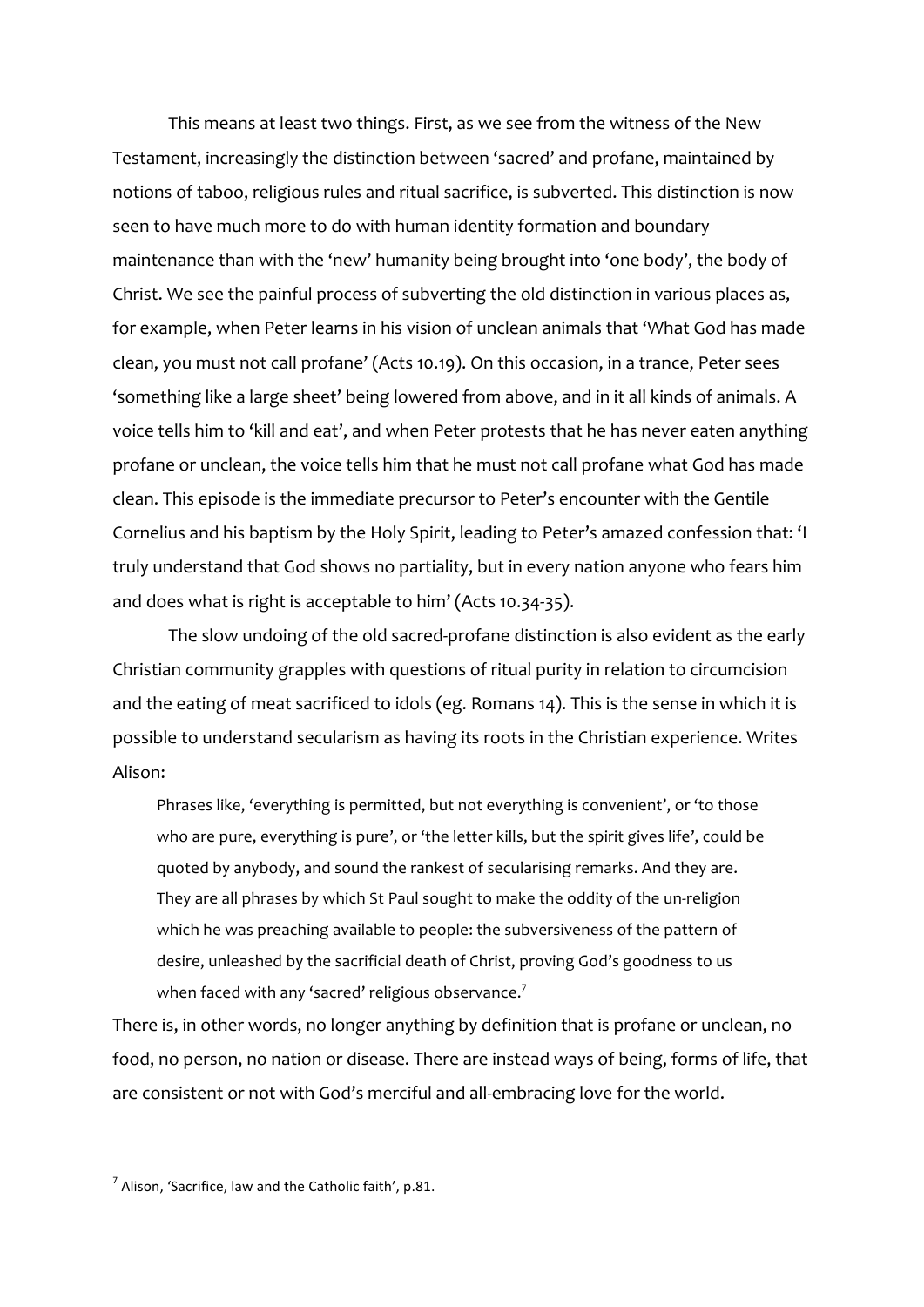This means at least two things. First, as we see from the witness of the New Testament, increasingly the distinction between 'sacred' and profane, maintained by notions of taboo, religious rules and ritual sacrifice, is subverted. This distinction is now seen to have much more to do with human identity formation and boundary maintenance than with the 'new' humanity being brought into 'one body', the body of Christ. We see the painful process of subverting the old distinction in various places as, for example, when Peter learns in his vision of unclean animals that 'What God has made clean, you must not call profane' (Acts 10.19). On this occasion, in a trance, Peter sees 'something like a large sheet' being lowered from above, and in it all kinds of animals. A voice tells him to 'kill and eat', and when Peter protests that he has never eaten anything profane or unclean, the voice tells him that he must not call profane what God has made clean. This episode is the immediate precursor to Peter's encounter with the Gentile Cornelius and his baptism by the Holy Spirit, leading to Peter's amazed confession that: 'I truly understand that God shows no partiality, but in every nation anyone who fears him and does what is right is acceptable to him' (Acts 10.34-35).

The slow undoing of the old sacred-profane distinction is also evident as the early Christian community grapples with questions of ritual purity in relation to circumcision and the eating of meat sacrificed to idols (eg. Romans 14). This is the sense in which it is possible to understand secularism as having its roots in the Christian experience. Writes Alison:

> Phrases like, 'everything is permitted, but not everything is convenient', or 'to those who are pure, everything is pure', or 'the letter kills, but the spirit gives life', could be quoted by anybody, and sound the rankest of secularising remarks. And they are. They are all phrases by which St Paul sought to make the oddity of the un-religion which he was preaching available to people: the subversiveness of the pattern of desire, unleashed by the sacrificial death of Christ, proving God's goodness to us when faced with any 'sacred' religious observance.[7]

There is, in other words, no longer anything by definition that is profane or unclean, no food, no person, no nation or disease. There are instead ways of being, forms of life, that are consistent or not with God's merciful and all-embracing love for the world.

---

[7] Alison, 'Sacrifice, law and the Catholic faith', p.81.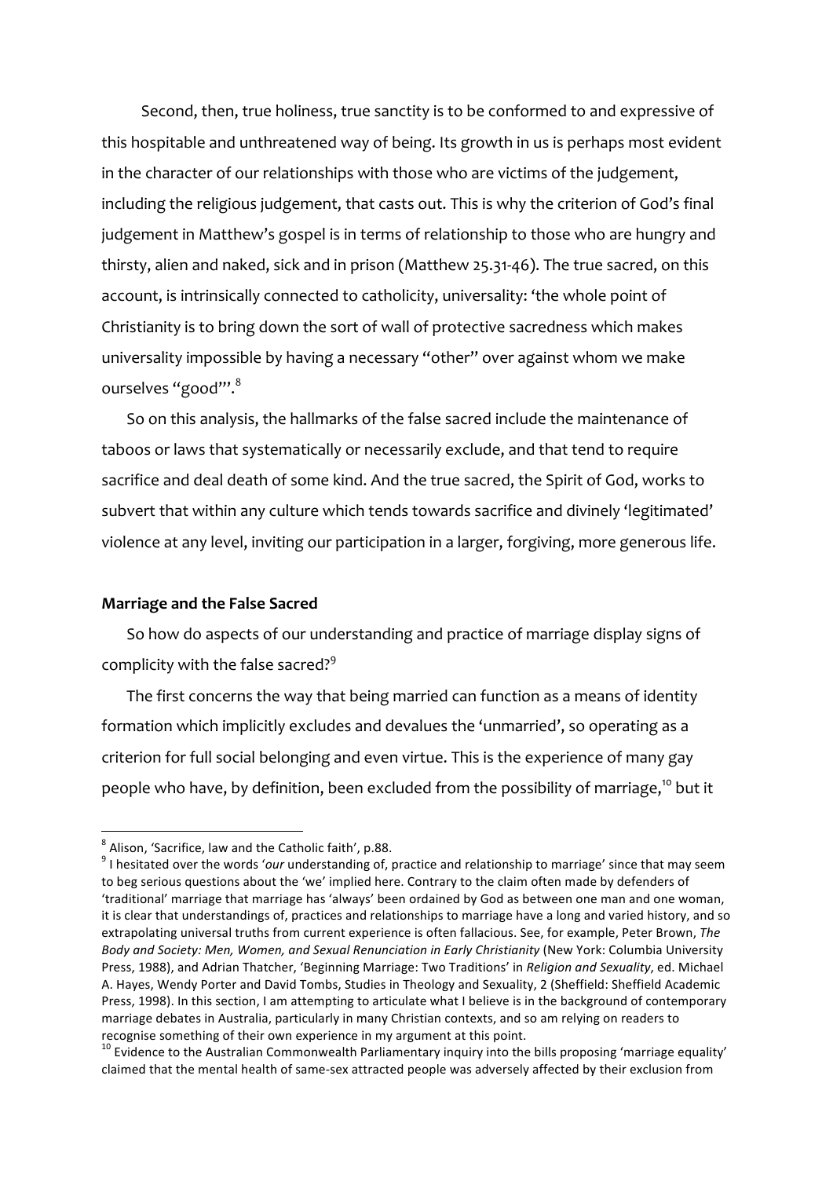Second, then, true holiness, true sanctity is to be conformed to and expressive of this hospitable and unthreatened way of being. Its growth in us is perhaps most evident in the character of our relationships with those who are victims of the judgement, including the religious judgement, that casts out. This is why the criterion of God's final judgement in Matthew's gospel is in terms of relationship to those who are hungry and thirsty, alien and naked, sick and in prison (Matthew 25.31-46). The true sacred, on this account, is intrinsically connected to catholicity, universality: 'the whole point of Christianity is to bring down the sort of wall of protective sacredness which makes universality impossible by having a necessary "other" over against whom we make ourselves "good"'.[8]

So on this analysis, the hallmarks of the false sacred include the maintenance of taboos or laws that systematically or necessarily exclude, and that tend to require sacrifice and deal death of some kind. And the true sacred, the Spirit of God, works to subvert that within any culture which tends towards sacrifice and divinely 'legitimated' violence at any level, inviting our participation in a larger, forgiving, more generous life.

**Marriage and the False Sacred**

So how do aspects of our understanding and practice of marriage display signs of complicity with the false sacred?[9]

The first concerns the way that being married can function as a means of identity formation which implicitly excludes and devalues the 'unmarried', so operating as a criterion for full social belonging and even virtue. This is the experience of many gay people who have, by definition, been excluded from the possibility of marriage,[10] but it

---

[8] Alison, 'Sacrifice, law and the Catholic faith', p.88.

[9] I hesitated over the words '*our* understanding of, practice and relationship to marriage' since that may seem to beg serious questions about the 'we' implied here. Contrary to the claim often made by defenders of 'traditional' marriage that marriage has 'always' been ordained by God as between one man and one woman, it is clear that understandings of, practices and relationships to marriage have a long and varied history, and so extrapolating universal truths from current experience is often fallacious. See, for example, Peter Brown, *The Body and Society: Men, Women, and Sexual Renunciation in Early Christianity* (New York: Columbia University Press, 1988), and Adrian Thatcher, 'Beginning Marriage: Two Traditions' in *Religion and Sexuality*, ed. Michael A. Hayes, Wendy Porter and David Tombs, Studies in Theology and Sexuality, 2 (Sheffield: Sheffield Academic Press, 1998). In this section, I am attempting to articulate what I believe is in the background of contemporary marriage debates in Australia, particularly in many Christian contexts, and so am relying on readers to recognise something of their own experience in my argument at this point.

[10] Evidence to the Australian Commonwealth Parliamentary inquiry into the bills proposing 'marriage equality' claimed that the mental health of same-sex attracted people was adversely affected by their exclusion from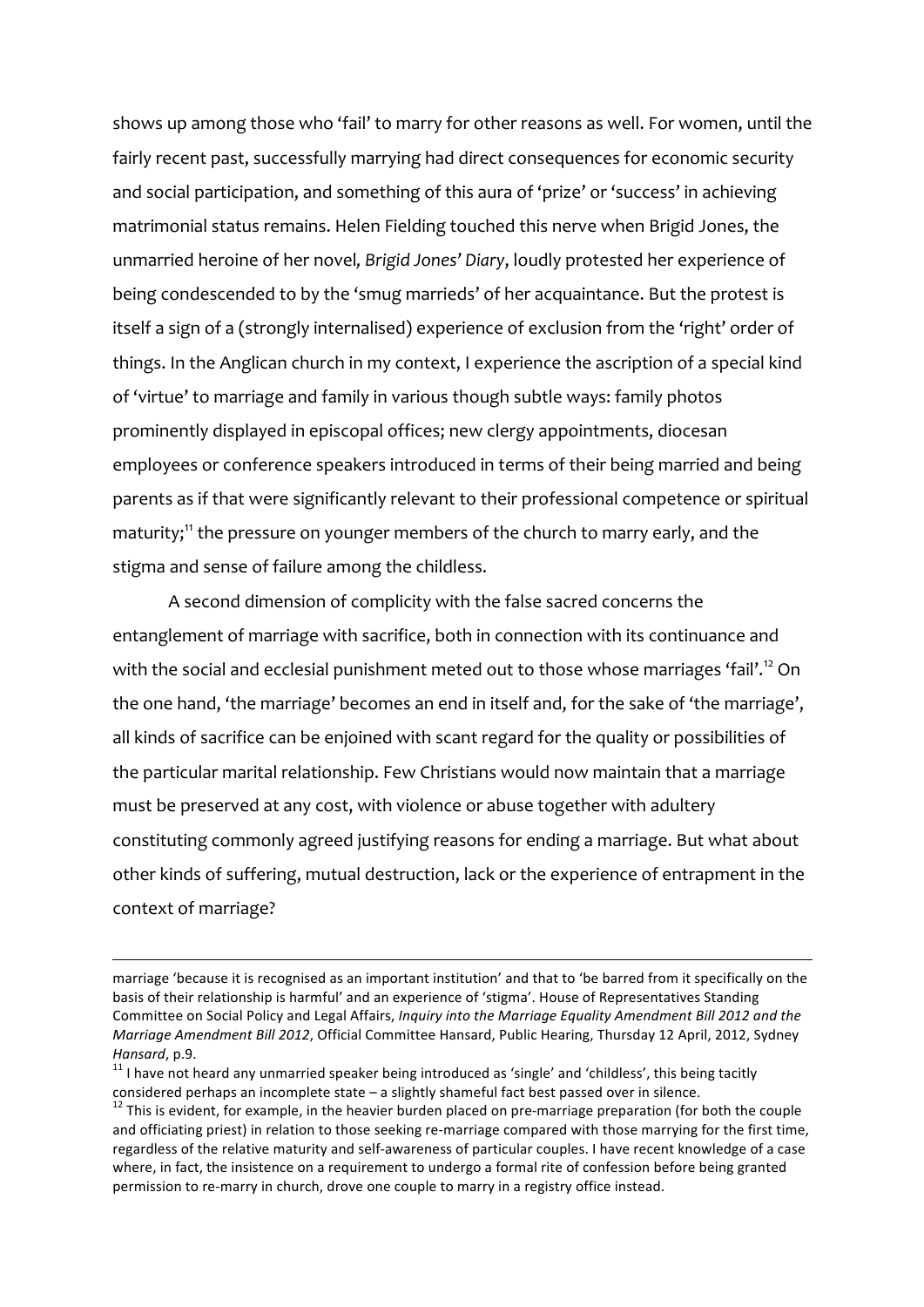shows up among those who 'fail' to marry for other reasons as well. For women, until the fairly recent past, successfully marrying had direct consequences for economic security and social participation, and something of this aura of 'prize' or 'success' in achieving matrimonial status remains. Helen Fielding touched this nerve when Brigid Jones, the unmarried heroine of her novel, *Brigid Jones' Diary*, loudly protested her experience of being condescended to by the 'smug marrieds' of her acquaintance. But the protest is itself a sign of a (strongly internalised) experience of exclusion from the 'right' order of things. In the Anglican church in my context, I experience the ascription of a special kind of 'virtue' to marriage and family in various though subtle ways: family photos prominently displayed in episcopal offices; new clergy appointments, diocesan employees or conference speakers introduced in terms of their being married and being parents as if that were significantly relevant to their professional competence or spiritual maturity;[11] the pressure on younger members of the church to marry early, and the stigma and sense of failure among the childless.

A second dimension of complicity with the false sacred concerns the entanglement of marriage with sacrifice, both in connection with its continuance and with the social and ecclesial punishment meted out to those whose marriages 'fail'.[12] On the one hand, 'the marriage' becomes an end in itself and, for the sake of 'the marriage', all kinds of sacrifice can be enjoined with scant regard for the quality or possibilities of the particular marital relationship. Few Christians would now maintain that a marriage must be preserved at any cost, with violence or abuse together with adultery constituting commonly agreed justifying reasons for ending a marriage. But what about other kinds of suffering, mutual destruction, lack or the experience of entrapment in the context of marriage?

---

marriage 'because it is recognised as an important institution' and that to 'be barred from it specifically on the basis of their relationship is harmful' and an experience of 'stigma'. House of Representatives Standing Committee on Social Policy and Legal Affairs, *Inquiry into the Marriage Equality Amendment Bill 2012 and the Marriage Amendment Bill 2012*, Official Committee Hansard, Public Hearing, Thursday 12 April, 2012, Sydney *Hansard*, p.9.

[11] I have not heard any unmarried speaker being introduced as 'single' and 'childless', this being tacitly considered perhaps an incomplete state – a slightly shameful fact best passed over in silence.

[12] This is evident, for example, in the heavier burden placed on pre-marriage preparation (for both the couple and officiating priest) in relation to those seeking re-marriage compared with those marrying for the first time, regardless of the relative maturity and self-awareness of particular couples. I have recent knowledge of a case where, in fact, the insistence on a requirement to undergo a formal rite of confession before being granted permission to re-marry in church, drove one couple to marry in a registry office instead.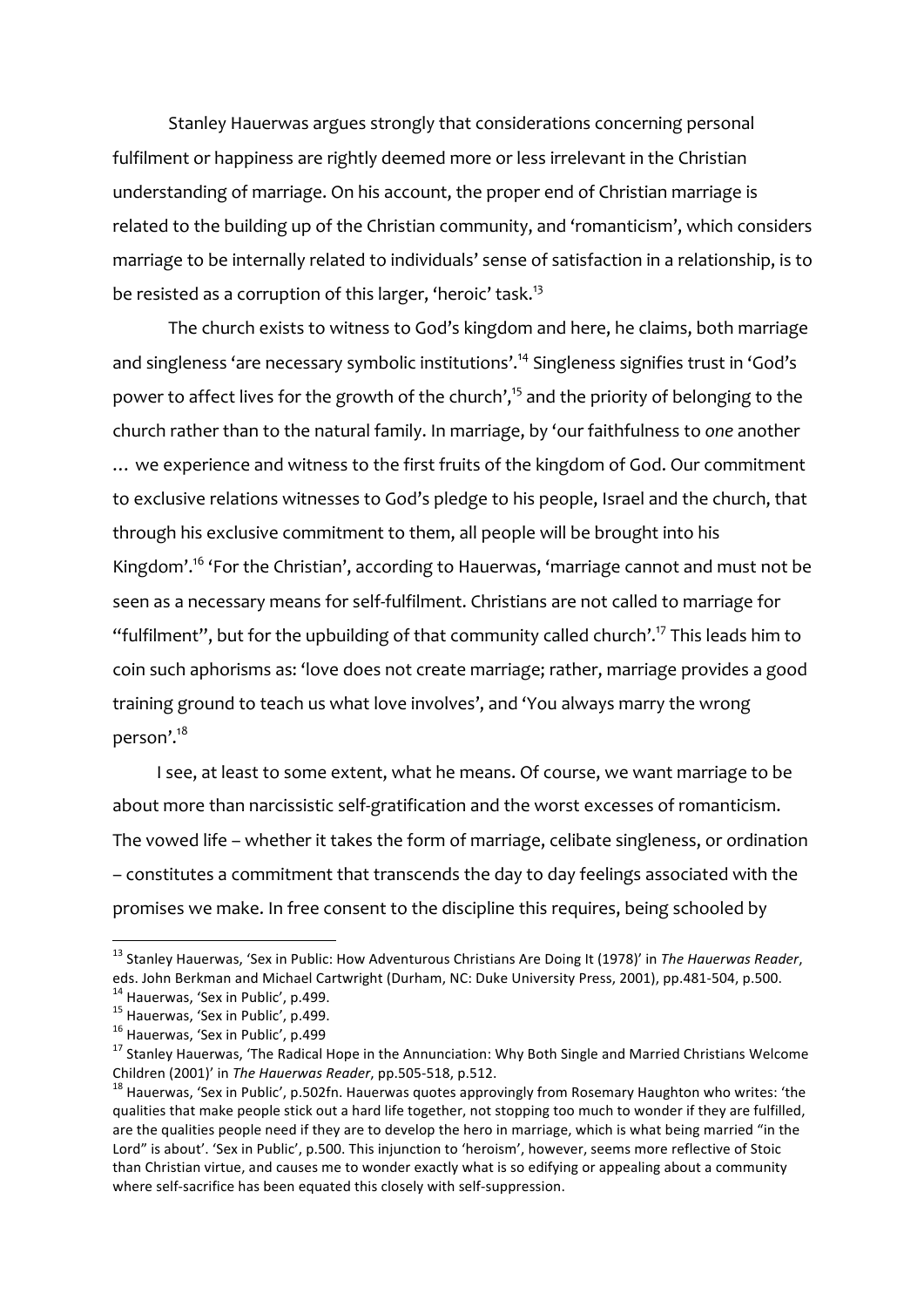Stanley Hauerwas argues strongly that considerations concerning personal fulfilment or happiness are rightly deemed more or less irrelevant in the Christian understanding of marriage. On his account, the proper end of Christian marriage is related to the building up of the Christian community, and 'romanticism', which considers marriage to be internally related to individuals' sense of satisfaction in a relationship, is to be resisted as a corruption of this larger, 'heroic' task.[13]

The church exists to witness to God's kingdom and here, he claims, both marriage and singleness 'are necessary symbolic institutions'.[14] Singleness signifies trust in 'God's power to affect lives for the growth of the church',[15] and the priority of belonging to the church rather than to the natural family. In marriage, by 'our faithfulness to *one* another … we experience and witness to the first fruits of the kingdom of God. Our commitment to exclusive relations witnesses to God's pledge to his people, Israel and the church, that through his exclusive commitment to them, all people will be brought into his Kingdom'.[16] 'For the Christian', according to Hauerwas, 'marriage cannot and must not be seen as a necessary means for self-fulfilment. Christians are not called to marriage for "fulfilment", but for the upbuilding of that community called church'.[17] This leads him to coin such aphorisms as: 'love does not create marriage; rather, marriage provides a good training ground to teach us what love involves', and 'You always marry the wrong person'.[18]

I see, at least to some extent, what he means. Of course, we want marriage to be about more than narcissistic self-gratification and the worst excesses of romanticism. The vowed life – whether it takes the form of marriage, celibate singleness, or ordination – constitutes a commitment that transcends the day to day feelings associated with the promises we make. In free consent to the discipline this requires, being schooled by

---

[13] Stanley Hauerwas, 'Sex in Public: How Adventurous Christians Are Doing It (1978)' in *The Hauerwas Reader*, eds. John Berkman and Michael Cartwright (Durham, NC: Duke University Press, 2001), pp.481-504, p.500.

[14] Hauerwas, 'Sex in Public', p.499.

[15] Hauerwas, 'Sex in Public', p.499.

[16] Hauerwas, 'Sex in Public', p.499

[17] Stanley Hauerwas, 'The Radical Hope in the Annunciation: Why Both Single and Married Christians Welcome Children (2001)' in *The Hauerwas Reader*, pp.505-518, p.512.

[18] Hauerwas, 'Sex in Public', p.502fn. Hauerwas quotes approvingly from Rosemary Haughton who writes: 'the qualities that make people stick out a hard life together, not stopping too much to wonder if they are fulfilled, are the qualities people need if they are to develop the hero in marriage, which is what being married "in the Lord" is about'. 'Sex in Public', p.500. This injunction to 'heroism', however, seems more reflective of Stoic than Christian virtue, and causes me to wonder exactly what is so edifying or appealing about a community where self-sacrifice has been equated this closely with self-suppression.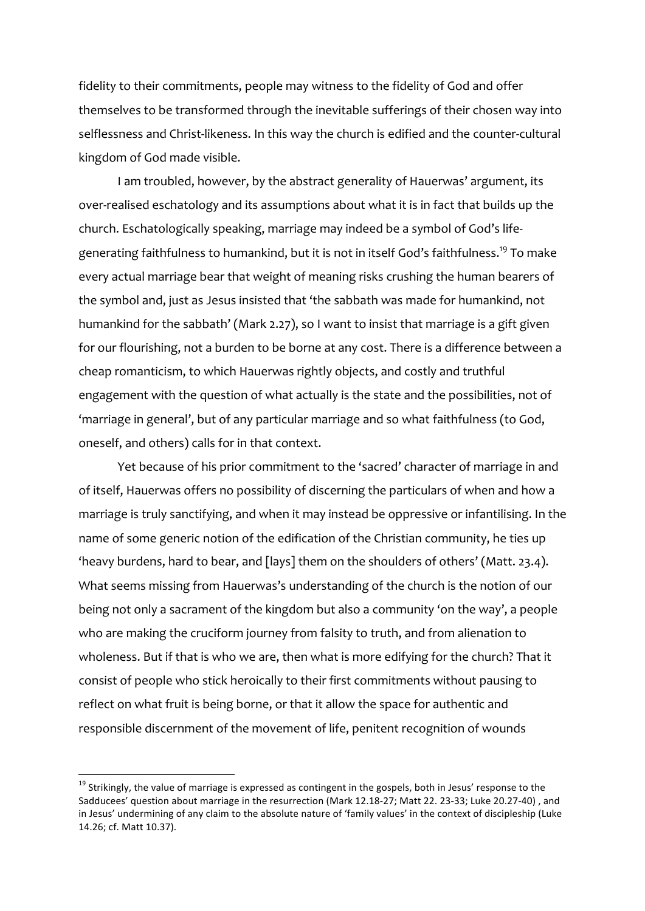fidelity to their commitments, people may witness to the fidelity of God and offer themselves to be transformed through the inevitable sufferings of their chosen way into selflessness and Christ-likeness. In this way the church is edified and the counter-cultural kingdom of God made visible.

I am troubled, however, by the abstract generality of Hauerwas' argument, its over-realised eschatology and its assumptions about what it is in fact that builds up the church. Eschatologically speaking, marriage may indeed be a symbol of God's life-generating faithfulness to humankind, but it is not in itself God's faithfulness.[19] To make every actual marriage bear that weight of meaning risks crushing the human bearers of the symbol and, just as Jesus insisted that 'the sabbath was made for humankind, not humankind for the sabbath' (Mark 2.27), so I want to insist that marriage is a gift given for our flourishing, not a burden to be borne at any cost. There is a difference between a cheap romanticism, to which Hauerwas rightly objects, and costly and truthful engagement with the question of what actually is the state and the possibilities, not of 'marriage in general', but of any particular marriage and so what faithfulness (to God, oneself, and others) calls for in that context.

Yet because of his prior commitment to the 'sacred' character of marriage in and of itself, Hauerwas offers no possibility of discerning the particulars of when and how a marriage is truly sanctifying, and when it may instead be oppressive or infantilising. In the name of some generic notion of the edification of the Christian community, he ties up 'heavy burdens, hard to bear, and [lays] them on the shoulders of others' (Matt. 23.4). What seems missing from Hauerwas's understanding of the church is the notion of our being not only a sacrament of the kingdom but also a community 'on the way', a people who are making the cruciform journey from falsity to truth, and from alienation to wholeness. But if that is who we are, then what is more edifying for the church? That it consist of people who stick heroically to their first commitments without pausing to reflect on what fruit is being borne, or that it allow the space for authentic and responsible discernment of the movement of life, penitent recognition of wounds

---

[19] Strikingly, the value of marriage is expressed as contingent in the gospels, both in Jesus' response to the Sadducees' question about marriage in the resurrection (Mark 12.18-27; Matt 22. 23-33; Luke 20.27-40) , and in Jesus' undermining of any claim to the absolute nature of 'family values' in the context of discipleship (Luke 14.26; cf. Matt 10.37).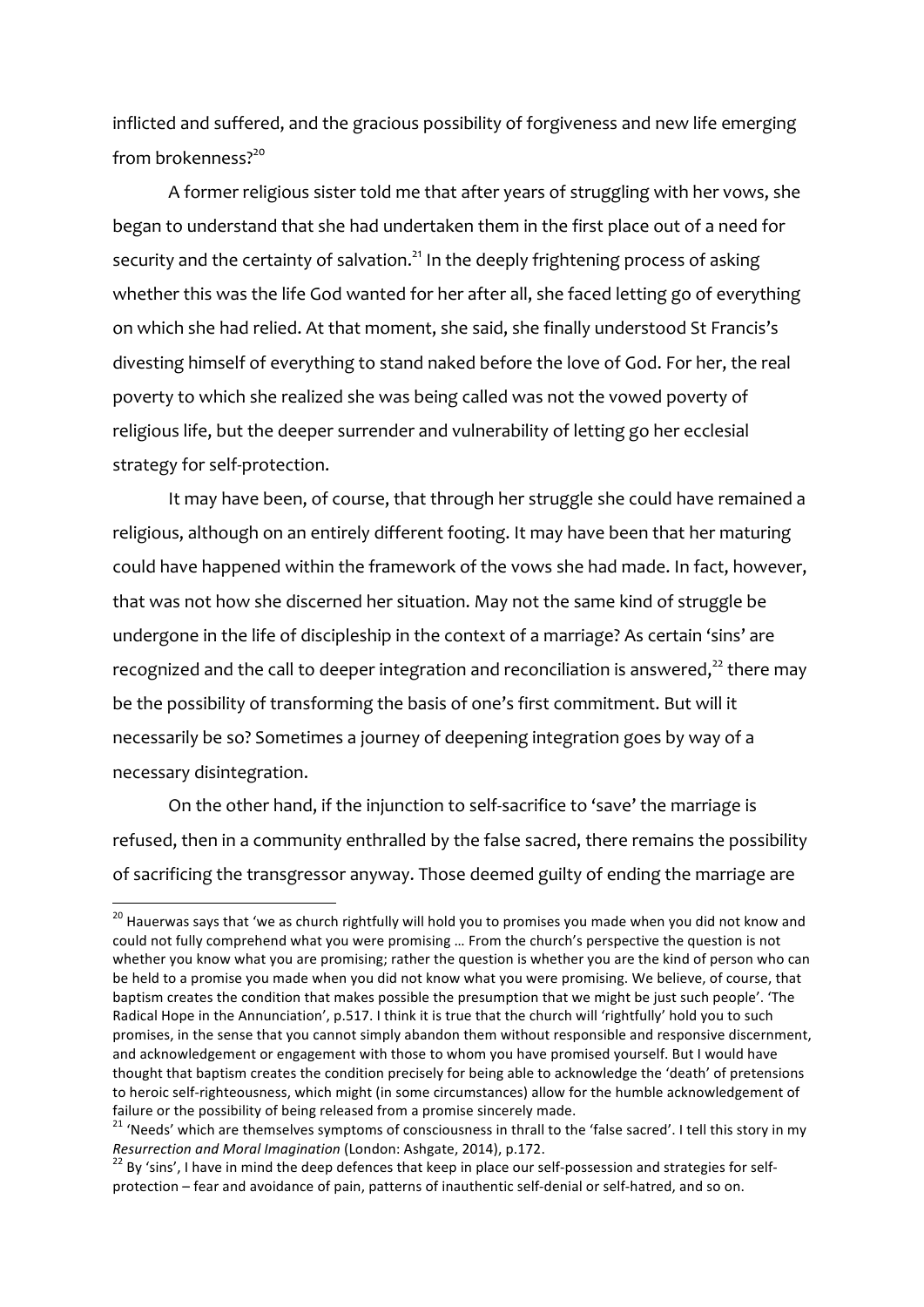inflicted and suffered, and the gracious possibility of forgiveness and new life emerging from brokenness?[20]

A former religious sister told me that after years of struggling with her vows, she began to understand that she had undertaken them in the first place out of a need for security and the certainty of salvation.[21] In the deeply frightening process of asking whether this was the life God wanted for her after all, she faced letting go of everything on which she had relied. At that moment, she said, she finally understood St Francis's divesting himself of everything to stand naked before the love of God. For her, the real poverty to which she realized she was being called was not the vowed poverty of religious life, but the deeper surrender and vulnerability of letting go her ecclesial strategy for self-protection.

It may have been, of course, that through her struggle she could have remained a religious, although on an entirely different footing. It may have been that her maturing could have happened within the framework of the vows she had made. In fact, however, that was not how she discerned her situation. May not the same kind of struggle be undergone in the life of discipleship in the context of a marriage? As certain 'sins' are recognized and the call to deeper integration and reconciliation is answered,[22] there may be the possibility of transforming the basis of one's first commitment. But will it necessarily be so? Sometimes a journey of deepening integration goes by way of a necessary disintegration.

On the other hand, if the injunction to self-sacrifice to 'save' the marriage is refused, then in a community enthralled by the false sacred, there remains the possibility of sacrificing the transgressor anyway. Those deemed guilty of ending the marriage are

---

[20] Hauerwas says that 'we as church rightfully will hold you to promises you made when you did not know and could not fully comprehend what you were promising … From the church's perspective the question is not whether you know what you are promising; rather the question is whether you are the kind of person who can be held to a promise you made when you did not know what you were promising. We believe, of course, that baptism creates the condition that makes possible the presumption that we might be just such people'. 'The Radical Hope in the Annunciation', p.517. I think it is true that the church will 'rightfully' hold you to such promises, in the sense that you cannot simply abandon them without responsible and responsive discernment, and acknowledgement or engagement with those to whom you have promised yourself. But I would have thought that baptism creates the condition precisely for being able to acknowledge the 'death' of pretensions to heroic self-righteousness, which might (in some circumstances) allow for the humble acknowledgement of failure or the possibility of being released from a promise sincerely made.

[21] 'Needs' which are themselves symptoms of consciousness in thrall to the 'false sacred'. I tell this story in my *Resurrection and Moral Imagination* (London: Ashgate, 2014), p.172.

[22] By 'sins', I have in mind the deep defences that keep in place our self-possession and strategies for self-protection – fear and avoidance of pain, patterns of inauthentic self-denial or self-hatred, and so on.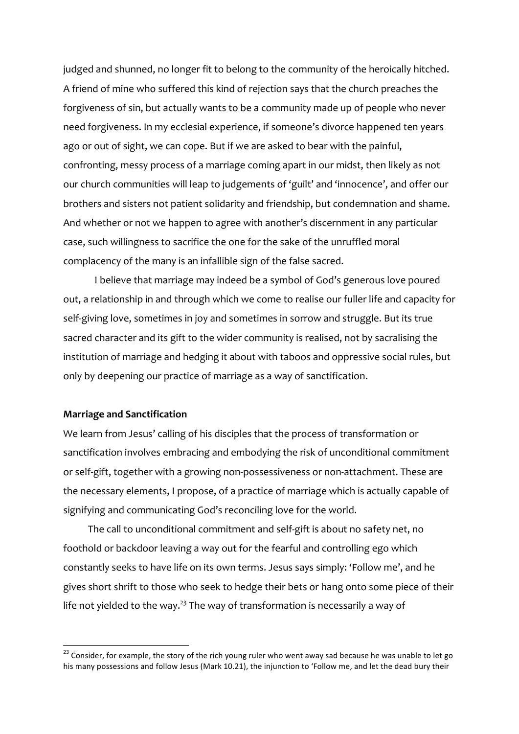judged and shunned, no longer fit to belong to the community of the heroically hitched. A friend of mine who suffered this kind of rejection says that the church preaches the forgiveness of sin, but actually wants to be a community made up of people who never need forgiveness. In my ecclesial experience, if someone's divorce happened ten years ago or out of sight, we can cope. But if we are asked to bear with the painful, confronting, messy process of a marriage coming apart in our midst, then likely as not our church communities will leap to judgements of 'guilt' and 'innocence', and offer our brothers and sisters not patient solidarity and friendship, but condemnation and shame. And whether or not we happen to agree with another's discernment in any particular case, such willingness to sacrifice the one for the sake of the unruffled moral complacency of the many is an infallible sign of the false sacred.

I believe that marriage may indeed be a symbol of God's generous love poured out, a relationship in and through which we come to realise our fuller life and capacity for self-giving love, sometimes in joy and sometimes in sorrow and struggle. But its true sacred character and its gift to the wider community is realised, not by sacralising the institution of marriage and hedging it about with taboos and oppressive social rules, but only by deepening our practice of marriage as a way of sanctification.

**Marriage and Sanctification**

We learn from Jesus' calling of his disciples that the process of transformation or sanctification involves embracing and embodying the risk of unconditional commitment or self-gift, together with a growing non-possessiveness or non-attachment. These are the necessary elements, I propose, of a practice of marriage which is actually capable of signifying and communicating God's reconciling love for the world.

The call to unconditional commitment and self-gift is about no safety net, no foothold or backdoor leaving a way out for the fearful and controlling ego which constantly seeks to have life on its own terms. Jesus says simply: 'Follow me', and he gives short shrift to those who seek to hedge their bets or hang onto some piece of their life not yielded to the way.[23] The way of transformation is necessarily a way of

[23] Consider, for example, the story of the rich young ruler who went away sad because he was unable to let go his many possessions and follow Jesus (Mark 10.21), the injunction to 'Follow me, and let the dead bury their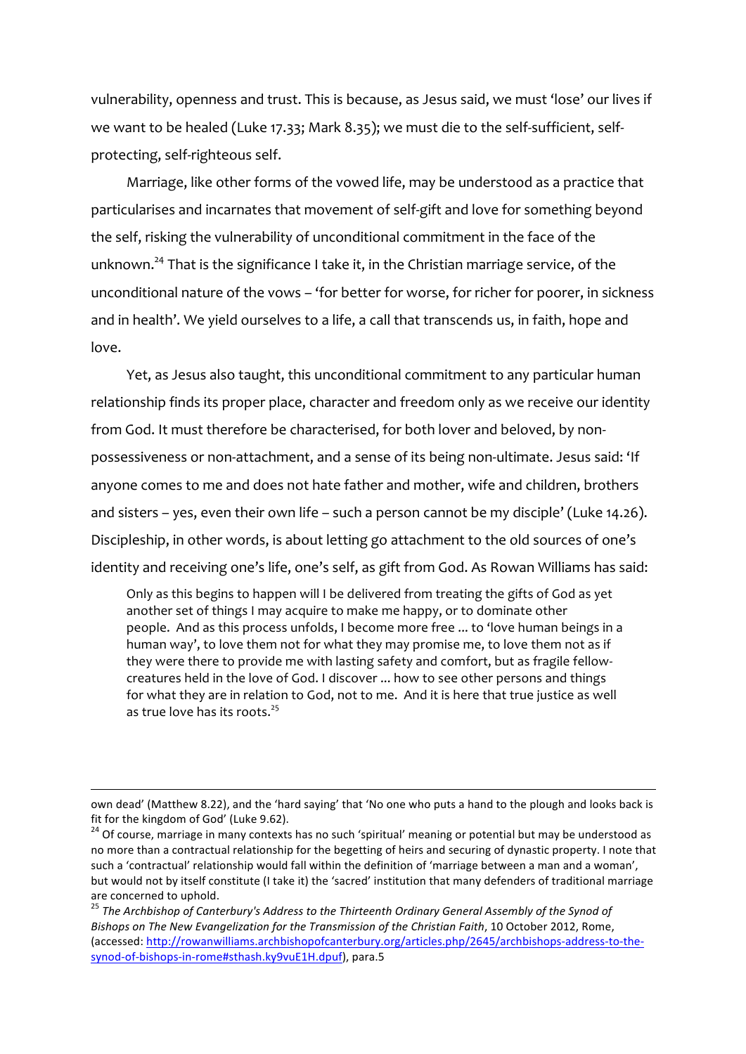vulnerability, openness and trust. This is because, as Jesus said, we must 'lose' our lives if we want to be healed (Luke 17.33; Mark 8.35); we must die to the self-sufficient, self-protecting, self-righteous self.

Marriage, like other forms of the vowed life, may be understood as a practice that particularises and incarnates that movement of self-gift and love for something beyond the self, risking the vulnerability of unconditional commitment in the face of the unknown.[24] That is the significance I take it, in the Christian marriage service, of the unconditional nature of the vows – 'for better for worse, for richer for poorer, in sickness and in health'. We yield ourselves to a life, a call that transcends us, in faith, hope and love.

Yet, as Jesus also taught, this unconditional commitment to any particular human relationship finds its proper place, character and freedom only as we receive our identity from God. It must therefore be characterised, for both lover and beloved, by non-possessiveness or non-attachment, and a sense of its being non-ultimate. Jesus said: 'If anyone comes to me and does not hate father and mother, wife and children, brothers and sisters – yes, even their own life – such a person cannot be my disciple' (Luke 14.26). Discipleship, in other words, is about letting go attachment to the old sources of one's identity and receiving one's life, one's self, as gift from God. As Rowan Williams has said:

> Only as this begins to happen will I be delivered from treating the gifts of God as yet another set of things I may acquire to make me happy, or to dominate other people. And as this process unfolds, I become more free ... to 'love human beings in a human way', to love them not for what they may promise me, to love them not as if they were there to provide me with lasting safety and comfort, but as fragile fellow-creatures held in the love of God. I discover ... how to see other persons and things for what they are in relation to God, not to me. And it is here that true justice as well as true love has its roots.[25]

---

own dead' (Matthew 8.22), and the 'hard saying' that 'No one who puts a hand to the plough and looks back is fit for the kingdom of God' (Luke 9.62).

[24] Of course, marriage in many contexts has no such 'spiritual' meaning or potential but may be understood as no more than a contractual relationship for the begetting of heirs and securing of dynastic property. I note that such a 'contractual' relationship would fall within the definition of 'marriage between a man and a woman', but would not by itself constitute (I take it) the 'sacred' institution that many defenders of traditional marriage are concerned to uphold.

[25] *The Archbishop of Canterbury's Address to the Thirteenth Ordinary General Assembly of the Synod of Bishops on The New Evangelization for the Transmission of the Christian Faith*, 10 October 2012, Rome, (accessed: http://rowanwilliams.archbishopofcanterbury.org/articles.php/2645/archbishops-address-to-the-synod-of-bishops-in-rome#sthash.ky9vuE1H.dpuf), para.5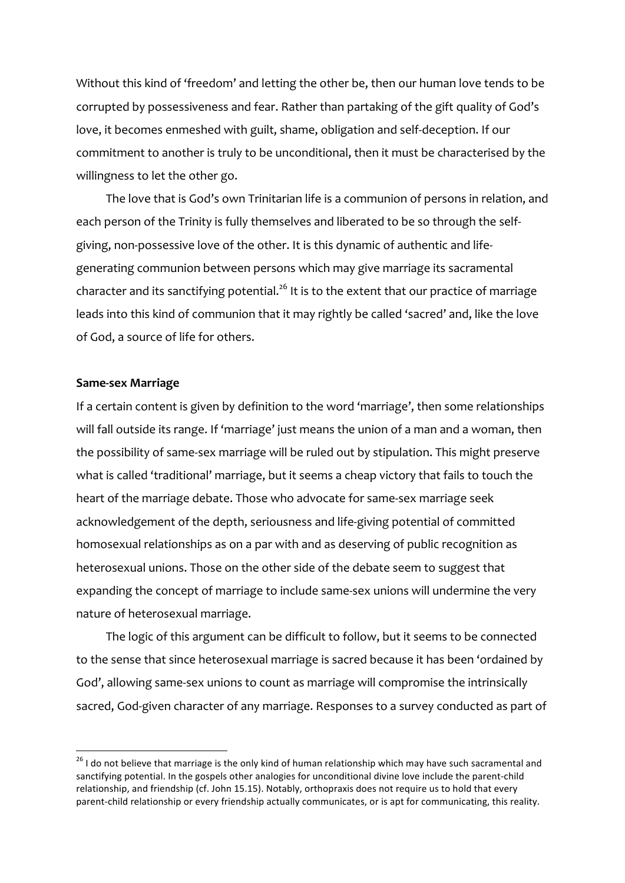Without this kind of 'freedom' and letting the other be, then our human love tends to be corrupted by possessiveness and fear. Rather than partaking of the gift quality of God's love, it becomes enmeshed with guilt, shame, obligation and self-deception. If our commitment to another is truly to be unconditional, then it must be characterised by the willingness to let the other go.

The love that is God's own Trinitarian life is a communion of persons in relation, and each person of the Trinity is fully themselves and liberated to be so through the self-giving, non-possessive love of the other. It is this dynamic of authentic and life-generating communion between persons which may give marriage its sacramental character and its sanctifying potential.[26] It is to the extent that our practice of marriage leads into this kind of communion that it may rightly be called 'sacred' and, like the love of God, a source of life for others.

**Same-sex Marriage**

If a certain content is given by definition to the word 'marriage', then some relationships will fall outside its range. If 'marriage' just means the union of a man and a woman, then the possibility of same-sex marriage will be ruled out by stipulation. This might preserve what is called 'traditional' marriage, but it seems a cheap victory that fails to touch the heart of the marriage debate. Those who advocate for same-sex marriage seek acknowledgement of the depth, seriousness and life-giving potential of committed homosexual relationships as on a par with and as deserving of public recognition as heterosexual unions. Those on the other side of the debate seem to suggest that expanding the concept of marriage to include same-sex unions will undermine the very nature of heterosexual marriage.

The logic of this argument can be difficult to follow, but it seems to be connected to the sense that since heterosexual marriage is sacred because it has been 'ordained by God', allowing same-sex unions to count as marriage will compromise the intrinsically sacred, God-given character of any marriage. Responses to a survey conducted as part of

[26] I do not believe that marriage is the only kind of human relationship which may have such sacramental and sanctifying potential. In the gospels other analogies for unconditional divine love include the parent-child relationship, and friendship (cf. John 15.15). Notably, orthopraxis does not require us to hold that every parent-child relationship or every friendship actually communicates, or is apt for communicating, this reality.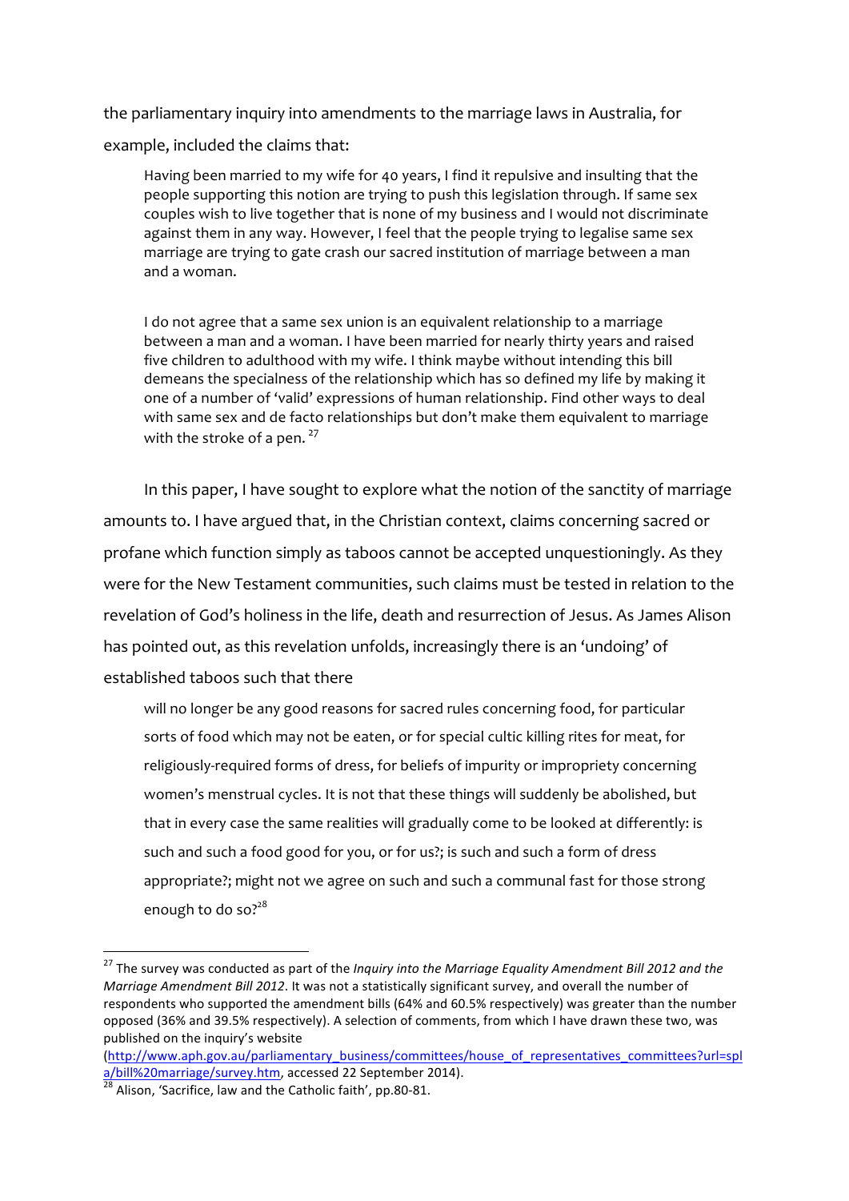the parliamentary inquiry into amendments to the marriage laws in Australia, for example, included the claims that:

> Having been married to my wife for 40 years, I find it repulsive and insulting that the people supporting this notion are trying to push this legislation through. If same sex couples wish to live together that is none of my business and I would not discriminate against them in any way. However, I feel that the people trying to legalise same sex marriage are trying to gate crash our sacred institution of marriage between a man and a woman.
>
> I do not agree that a same sex union is an equivalent relationship to a marriage between a man and a woman. I have been married for nearly thirty years and raised five children to adulthood with my wife. I think maybe without intending this bill demeans the specialness of the relationship which has so defined my life by making it one of a number of 'valid' expressions of human relationship. Find other ways to deal with same sex and de facto relationships but don't make them equivalent to marriage with the stroke of a pen. [27]

In this paper, I have sought to explore what the notion of the sanctity of marriage amounts to. I have argued that, in the Christian context, claims concerning sacred or profane which function simply as taboos cannot be accepted unquestioningly. As they were for the New Testament communities, such claims must be tested in relation to the revelation of God's holiness in the life, death and resurrection of Jesus. As James Alison has pointed out, as this revelation unfolds, increasingly there is an 'undoing' of established taboos such that there

> will no longer be any good reasons for sacred rules concerning food, for particular sorts of food which may not be eaten, or for special cultic killing rites for meat, for religiously-required forms of dress, for beliefs of impurity or impropriety concerning women's menstrual cycles. It is not that these things will suddenly be abolished, but that in every case the same realities will gradually come to be looked at differently: is such and such a food good for you, or for us?; is such and such a form of dress appropriate?; might not we agree on such and such a communal fast for those strong enough to do so?[28]

---

[27] The survey was conducted as part of the *Inquiry into the Marriage Equality Amendment Bill 2012 and the Marriage Amendment Bill 2012*. It was not a statistically significant survey, and overall the number of respondents who supported the amendment bills (64% and 60.5% respectively) was greater than the number opposed (36% and 39.5% respectively). A selection of comments, from which I have drawn these two, was published on the inquiry's website (http://www.aph.gov.au/parliamentary_business/committees/house_of_representatives_committees?url=spla/bill%20marriage/survey.htm, accessed 22 September 2014).

[28] Alison, 'Sacrifice, law and the Catholic faith', pp.80-81.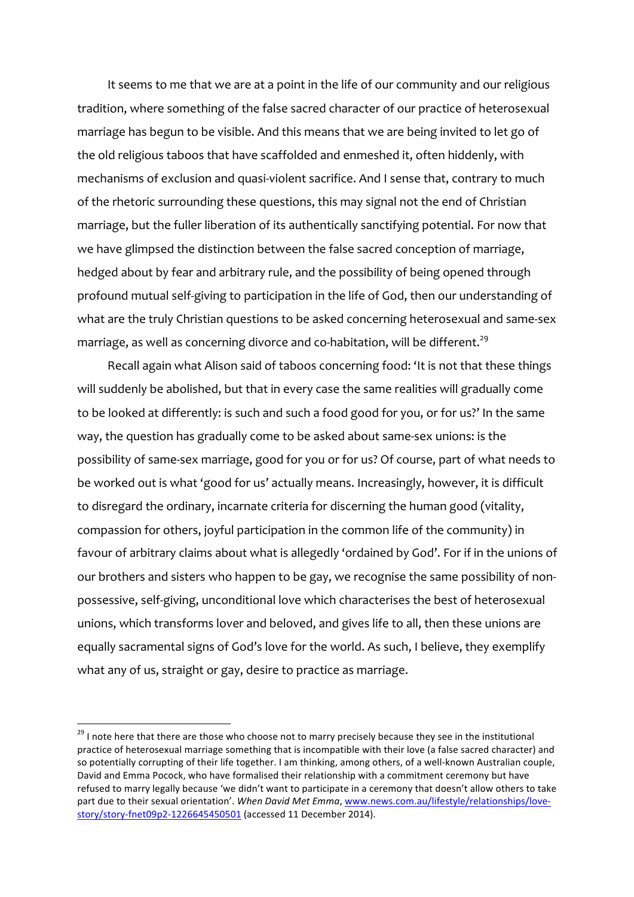It seems to me that we are at a point in the life of our community and our religious tradition, where something of the false sacred character of our practice of heterosexual marriage has begun to be visible. And this means that we are being invited to let go of the old religious taboos that have scaffolded and enmeshed it, often hiddenly, with mechanisms of exclusion and quasi-violent sacrifice. And I sense that, contrary to much of the rhetoric surrounding these questions, this may signal not the end of Christian marriage, but the fuller liberation of its authentically sanctifying potential. For now that we have glimpsed the distinction between the false sacred conception of marriage, hedged about by fear and arbitrary rule, and the possibility of being opened through profound mutual self-giving to participation in the life of God, then our understanding of what are the truly Christian questions to be asked concerning heterosexual and same-sex marriage, as well as concerning divorce and co-habitation, will be different.[29]

Recall again what Alison said of taboos concerning food: 'It is not that these things will suddenly be abolished, but that in every case the same realities will gradually come to be looked at differently: is such and such a food good for you, or for us?' In the same way, the question has gradually come to be asked about same-sex unions: is the possibility of same-sex marriage, good for you or for us? Of course, part of what needs to be worked out is what 'good for us' actually means. Increasingly, however, it is difficult to disregard the ordinary, incarnate criteria for discerning the human good (vitality, compassion for others, joyful participation in the common life of the community) in favour of arbitrary claims about what is allegedly 'ordained by God'. For if in the unions of our brothers and sisters who happen to be gay, we recognise the same possibility of non-possessive, self-giving, unconditional love which characterises the best of heterosexual unions, which transforms lover and beloved, and gives life to all, then these unions are equally sacramental signs of God's love for the world. As such, I believe, they exemplify what any of us, straight or gay, desire to practice as marriage.

---

[29] I note here that there are those who choose not to marry precisely because they see in the institutional practice of heterosexual marriage something that is incompatible with their love (a false sacred character) and so potentially corrupting of their life together. I am thinking, among others, of a well-known Australian couple, David and Emma Pocock, who have formalised their relationship with a commitment ceremony but have refused to marry legally because 'we didn't want to participate in a ceremony that doesn't allow others to take part due to their sexual orientation'. *When David Met Emma*, www.news.com.au/lifestyle/relationships/love-story/story-fnet09p2-1226645450501 (accessed 11 December 2014).